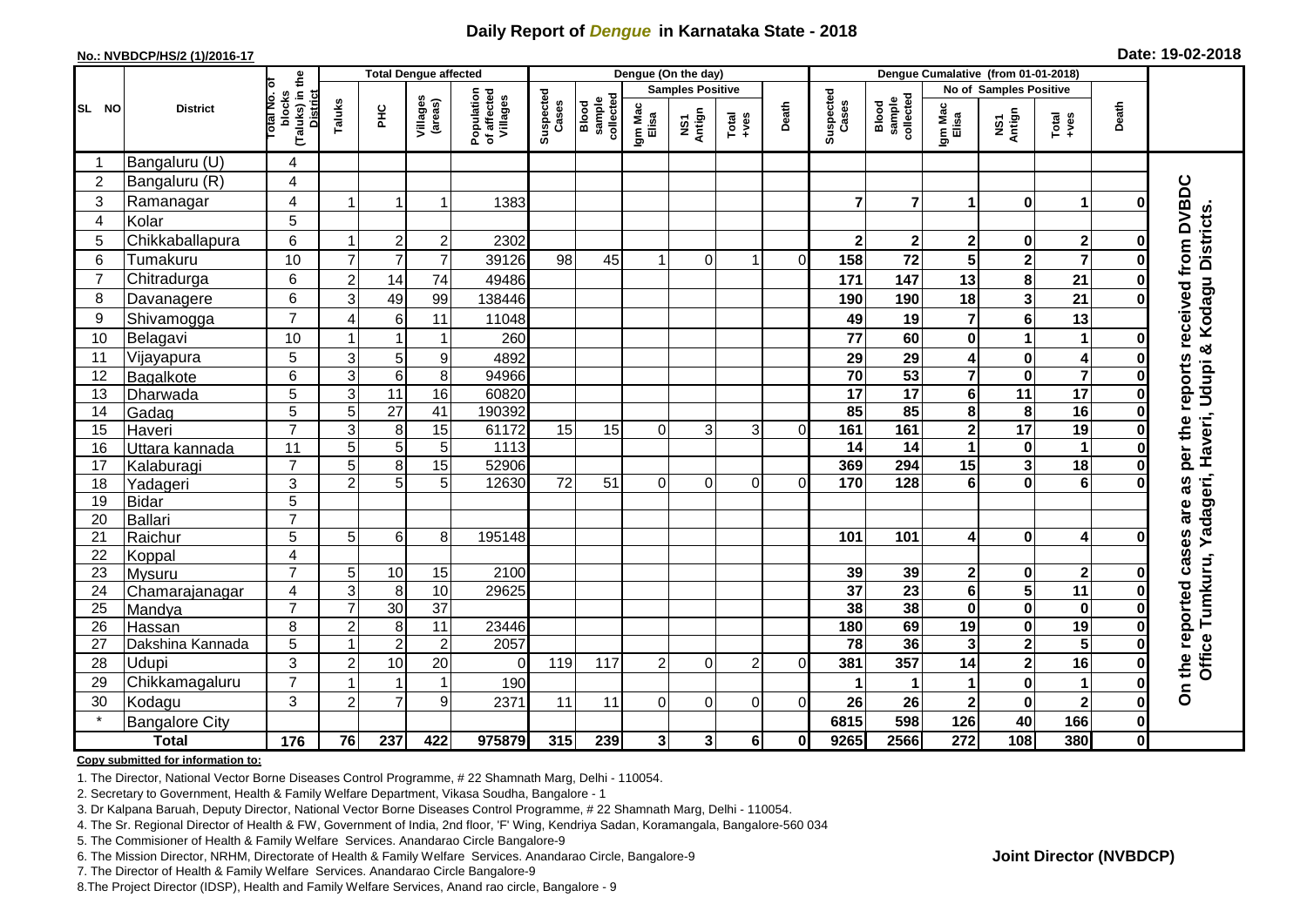# Daily Report of *Dengue* in Karnataka State - 2018

**No.: NVBDCP/HS/2 (1)/2016-17**

**Date: 19-02-2018**

| SL NO | District | Total No. of blocks (Taluks) in the District | Total Dengue affected | | | | Dengue (On the day) | | | | | | | Dengue Cumalative (from 01-01-2018) | | | | | | | |
|---|---|---|---|---|---|---|---|---|---|---|---|---|---|---|---|---|---|---|---|---|
| | | | Taluks | PHC | Villages (areas) | Population of affected Villages | Suspected Cases | Blood sample collected | Samples Positive | | | Death | Suspected Cases | Blood sample collected | No of Samples Positive | | | Death | |
| | | | | | | | | | Igm Mac Elisa | NS1 Antign | Total +ves | | | | Igm Mac Elisa | NS1 Antign | Total +ves | | |
| 1 | Bangaluru (U) | 4 | | | | | | | | | | | | | | | | | On the reported cases are as per the reports received from DVBDC Office Tumkuru, Yadageri, Haveri, Udupi & Kodagu Districts. |
| 2 | Bangaluru (R) | 4 | | | | | | | | | | | | | | | | | |
| 3 | Ramanagar | 4 | 1 | 1 | 1 | 1383 | | | | | | | 7 | 7 | 1 | 0 | 1 | 0 | |
| 4 | Kolar | 5 | | | | | | | | | | | | | | | | | |
| 5 | Chikkaballapura | 6 | 1 | 2 | 2 | 2302 | | | | | | | 2 | 2 | 2 | 0 | 2 | 0 | |
| 6 | Tumakuru | 10 | 7 | 7 | 7 | 39126 | 98 | 45 | 1 | 0 | 1 | 0 | 158 | 72 | 5 | 2 | 7 | 0 | |
| 7 | Chitradurga | 6 | 2 | 14 | 74 | 49486 | | | | | | | 171 | 147 | 13 | 8 | 21 | 0 | |
| 8 | Davanagere | 6 | 3 | 49 | 99 | 138446 | | | | | | | 190 | 190 | 18 | 3 | 21 | 0 | |
| 9 | Shivamogga | 7 | 4 | 6 | 11 | 11048 | | | | | | | 49 | 19 | 7 | 6 | 13 | | |
| 10 | Belagavi | 10 | 1 | 1 | 1 | 260 | | | | | | | 77 | 60 | 0 | 1 | 1 | 0 | |
| 11 | Vijayapura | 5 | 3 | 5 | 9 | 4892 | | | | | | | 29 | 29 | 4 | 0 | 4 | 0 | |
| 12 | Bagalkote | 6 | 3 | 6 | 8 | 94966 | | | | | | | 70 | 53 | 7 | 0 | 7 | 0 | |
| 13 | Dharwada | 5 | 3 | 11 | 16 | 60820 | | | | | | | 17 | 17 | 6 | 11 | 17 | 0 | |
| 14 | Gadag | 5 | 5 | 27 | 41 | 190392 | | | | | | | 85 | 85 | 8 | 8 | 16 | 0 | |
| 15 | Haveri | 7 | 3 | 8 | 15 | 61172 | 15 | 15 | 0 | 3 | 3 | 0 | 161 | 161 | 2 | 17 | 19 | 0 | |
| 16 | Uttara kannada | 11 | 5 | 5 | 5 | 1113 | | | | | | | 14 | 14 | 1 | 0 | 1 | 0 | |
| 17 | Kalaburagi | 7 | 5 | 8 | 15 | 52906 | | | | | | | 369 | 294 | 15 | 3 | 18 | 0 | |
| 18 | Yadageri | 3 | 2 | 5 | 5 | 12630 | 72 | 51 | 0 | 0 | 0 | 0 | 170 | 128 | 6 | 0 | 6 | 0 | |
| 19 | Bidar | 5 | | | | | | | | | | | | | | | | | |
| 20 | Ballari | 7 | | | | | | | | | | | | | | | | | |
| 21 | Raichur | 5 | 5 | 6 | 8 | 195148 | | | | | | | 101 | 101 | 4 | 0 | 4 | 0 | |
| 22 | Koppal | 4 | | | | | | | | | | | | | | | | | |
| 23 | Mysuru | 7 | 5 | 10 | 15 | 2100 | | | | | | | 39 | 39 | 2 | 0 | 2 | 0 | |
| 24 | Chamarajanagar | 4 | 3 | 8 | 10 | 29625 | | | | | | | 37 | 23 | 6 | 5 | 11 | 0 | |
| 25 | Mandya | 7 | 7 | 30 | 37 | | | | | | | | 38 | 38 | 0 | 0 | 0 | 0 | |
| 26 | Hassan | 8 | 2 | 8 | 11 | 23446 | | | | | | | 180 | 69 | 19 | 0 | 19 | 0 | |
| 27 | Dakshina Kannada | 5 | 1 | 2 | 2 | 2057 | | | | | | | 78 | 36 | 3 | 2 | 5 | 0 | |
| 28 | Udupi | 3 | 2 | 10 | 20 | 0 | 119 | 117 | 2 | 0 | 2 | 0 | 381 | 357 | 14 | 2 | 16 | 0 | |
| 29 | Chikkamagaluru | 7 | 1 | 1 | 1 | 190 | | | | | | | 1 | 1 | 1 | 0 | 1 | 0 | |
| 30 | Kodagu | 3 | 2 | 7 | 9 | 2371 | 11 | 11 | 0 | 0 | 0 | 0 | 26 | 26 | 2 | 0 | 2 | 0 | |
| * | Bangalore City | | | | | | | | | | | | 6815 | 598 | 126 | 40 | 166 | 0 | |
| **Total** | | **176** | **76** | **237** | **422** | **975879** | **315** | **239** | **3** | **3** | **6** | **0** | **9265** | **2566** | **272** | **108** | **380** | **0** | |

**Copy submitted for information to:**

1. The Director, National Vector Borne Diseases Control Programme, # 22 Shamnath Marg, Delhi - 110054.
2. Secretary to Government, Health & Family Welfare Department, Vikasa Soudha, Bangalore - 1
3. Dr Kalpana Baruah, Deputy Director, National Vector Borne Diseases Control Programme, # 22 Shamnath Marg, Delhi - 110054.
4. The Sr. Regional Director of Health & FW, Government of India, 2nd floor, 'F' Wing, Kendriya Sadan, Koramangala, Bangalore-560 034
5. The Commisioner of Health & Family Welfare Services. Anandarao Circle Bangalore-9
6. The Mission Director, NRHM, Directorate of Health & Family Welfare Services. Anandarao Circle, Bangalore-9
7. The Director of Health & Family Welfare Services. Anandarao Circle Bangalore-9
8. The Project Director (IDSP), Health and Family Welfare Services, Anand rao circle, Bangalore - 9

**Joint Director (NVBDCP)**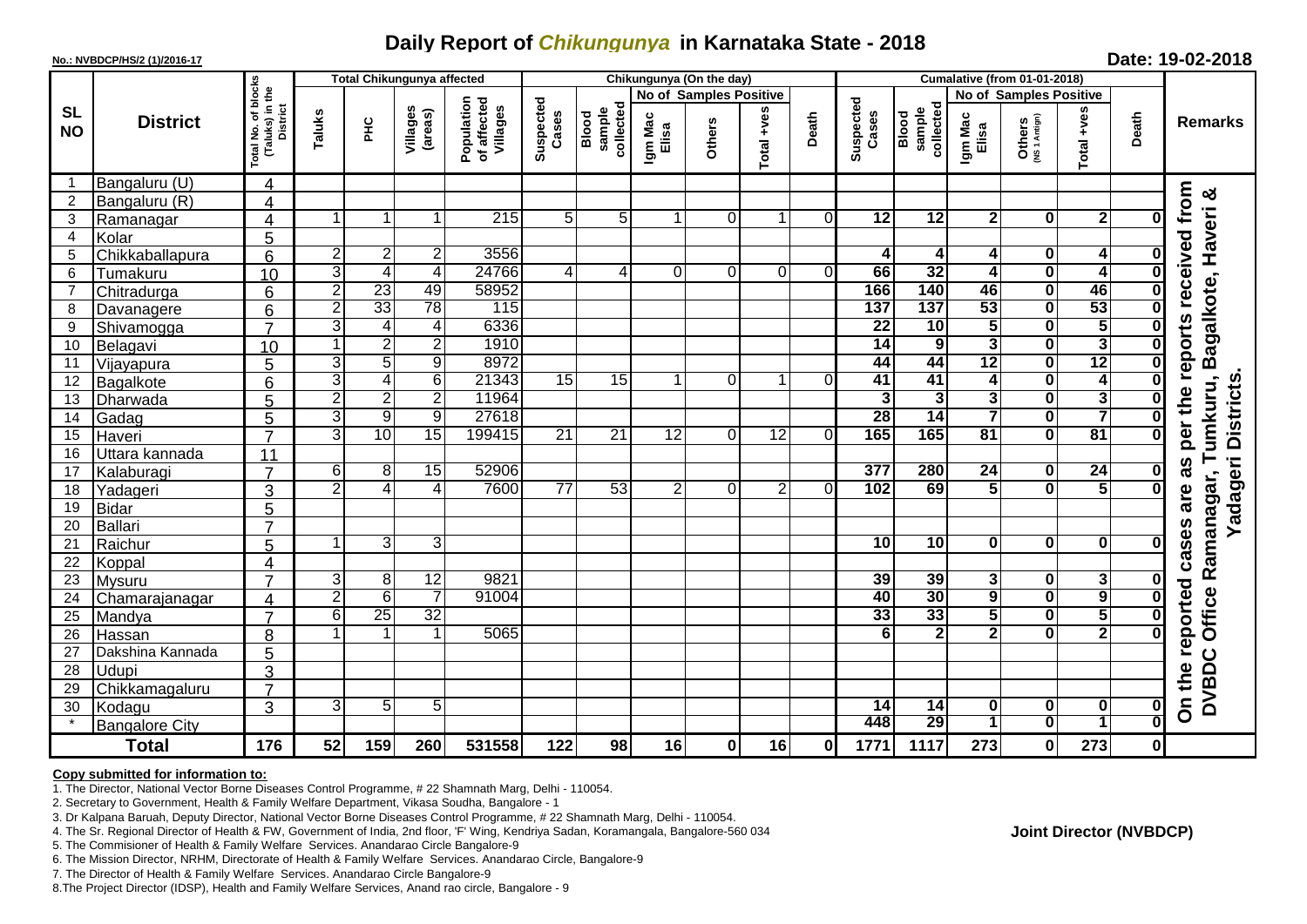# Daily Report of *Chikungunya* in Karnataka State - 2018

**No.: NVBDCP/HS/2 (1)/2016-17**

**Date: 19-02-2018**

| SL NO | District | Total No. of blocks (Taluks) in the District | Total Chikungunya affected | | | | Chikungunya (On the day) | | | | | | | Cumalative (from 01-01-2018) | | | | | | | Remarks |
|---|---|---|---|---|---|---|---|---|---|---|---|---|---|---|---|---|---|---|---|---|---|
| | | | Taluks | PHC | Villages (areas) | Population of affected Villages | Suspected Cases | Blood sample collected | No of Samples Positive | | | Death | Suspected Cases | Blood sample collected | No of Samples Positive | | | Death | |
| | | | | | | | | | Igm Mac Elisa | Others | Total +ves | | | | Igm Mac Elisa | Others (NS 1 Antign) | Total +ves | | |
| 1 | Bangaluru (U) | 4 | | | | | | | | | | | | | | | | | On the reported cases are as per the reports received from DVBDC Office Ramanagar, Tumkuru, Bagalkote, Haveri & Yadageri Districts. |
| 2 | Bangaluru (R) | 4 | | | | | | | | | | | | | | | | | |
| 3 | Ramanagar | 4 | 1 | 1 | 1 | 215 | 5 | 5 | 1 | 0 | 1 | 0 | 12 | 12 | 2 | 0 | 2 | 0 | |
| 4 | Kolar | 5 | | | | | | | | | | | | | | | | | |
| 5 | Chikkaballapura | 6 | 2 | 2 | 2 | 3556 | | | | | | | 4 | 4 | 4 | 0 | 4 | 0 | |
| 6 | Tumakuru | 10 | 3 | 4 | 4 | 24766 | 4 | 4 | 0 | 0 | 0 | 0 | 66 | 32 | 4 | 0 | 4 | 0 | |
| 7 | Chitradurga | 6 | 2 | 23 | 49 | 58952 | | | | | | | 166 | 140 | 46 | 0 | 46 | 0 | |
| 8 | Davanagere | 6 | 2 | 33 | 78 | 115 | | | | | | | 137 | 137 | 53 | 0 | 53 | 0 | |
| 9 | Shivamogga | 7 | 3 | 4 | 4 | 6336 | | | | | | | 22 | 10 | 5 | 0 | 5 | 0 | |
| 10 | Belagavi | 10 | 1 | 2 | 2 | 1910 | | | | | | | 14 | 9 | 3 | 0 | 3 | 0 | |
| 11 | Vijayapura | 5 | 3 | 5 | 9 | 8972 | | | | | | | 44 | 44 | 12 | 0 | 12 | 0 | |
| 12 | Bagalkote | 6 | 3 | 4 | 6 | 21343 | 15 | 15 | 1 | 0 | 1 | 0 | 41 | 41 | 4 | 0 | 4 | 0 | |
| 13 | Dharwada | 5 | 2 | 2 | 2 | 11964 | | | | | | | 3 | 3 | 3 | 0 | 3 | 0 | |
| 14 | Gadag | 5 | 3 | 9 | 9 | 27618 | | | | | | | 28 | 14 | 7 | 0 | 7 | 0 | |
| 15 | Haveri | 7 | 3 | 10 | 15 | 199415 | 21 | 21 | 12 | 0 | 12 | 0 | 165 | 165 | 81 | 0 | 81 | 0 | |
| 16 | Uttara kannada | 11 | | | | | | | | | | | | | | | | | |
| 17 | Kalaburagi | 7 | 6 | 8 | 15 | 52906 | | | | | | | 377 | 280 | 24 | 0 | 24 | 0 | |
| 18 | Yadageri | 3 | 2 | 4 | 4 | 7600 | 77 | 53 | 2 | 0 | 2 | 0 | 102 | 69 | 5 | 0 | 5 | 0 | |
| 19 | Bidar | 5 | | | | | | | | | | | | | | | | | |
| 20 | Ballari | 7 | | | | | | | | | | | | | | | | | |
| 21 | Raichur | 5 | 1 | 3 | 3 | | | | | | | | 10 | 10 | 0 | 0 | 0 | 0 | |
| 22 | Koppal | 4 | | | | | | | | | | | | | | | | | |
| 23 | Mysuru | 7 | 3 | 8 | 12 | 9821 | | | | | | | 39 | 39 | 3 | 0 | 3 | 0 | |
| 24 | Chamarajanagar | 4 | 2 | 6 | 7 | 91004 | | | | | | | 40 | 30 | 9 | 0 | 9 | 0 | |
| 25 | Mandya | 7 | 6 | 25 | 32 | | | | | | | | 33 | 33 | 5 | 0 | 5 | 0 | |
| 26 | Hassan | 8 | 1 | 1 | 1 | 5065 | | | | | | | 6 | 2 | 2 | 0 | 2 | 0 | |
| 27 | Dakshina Kannada | 5 | | | | | | | | | | | | | | | | | |
| 28 | Udupi | 3 | | | | | | | | | | | | | | | | | |
| 29 | Chikkamagaluru | 7 | | | | | | | | | | | | | | | | | |
| 30 | Kodagu | 3 | 3 | 5 | 5 | | | | | | | | 14 | 14 | 0 | 0 | 0 | 0 | |
| * | Bangalore City | | | | | | | | | | | | 448 | 29 | 1 | 0 | 1 | 0 | |
| **Total** | | **176** | **52** | **159** | **260** | **531558** | **122** | **98** | **16** | **0** | **16** | **0** | **1771** | **1117** | **273** | **0** | **273** | **0** | |

**Copy submitted for information to:**

1. The Director, National Vector Borne Diseases Control Programme, # 22 Shamnath Marg, Delhi - 110054.
2. Secretary to Government, Health & Family Welfare Department, Vikasa Soudha, Bangalore - 1
3. Dr Kalpana Baruah, Deputy Director, National Vector Borne Diseases Control Programme, # 22 Shamnath Marg, Delhi - 110054.
4. The Sr. Regional Director of Health & FW, Government of India, 2nd floor, 'F' Wing, Kendriya Sadan, Koramangala, Bangalore-560 034
5. The Commisioner of Health & Family Welfare Services. Anandarao Circle Bangalore-9
6. The Mission Director, NRHM, Directorate of Health & Family Welfare Services. Anandarao Circle, Bangalore-9
7. The Director of Health & Family Welfare Services. Anandarao Circle Bangalore-9
8. The Project Director (IDSP), Health and Family Welfare Services, Anand rao circle, Bangalore - 9

**Joint Director (NVBDCP)**